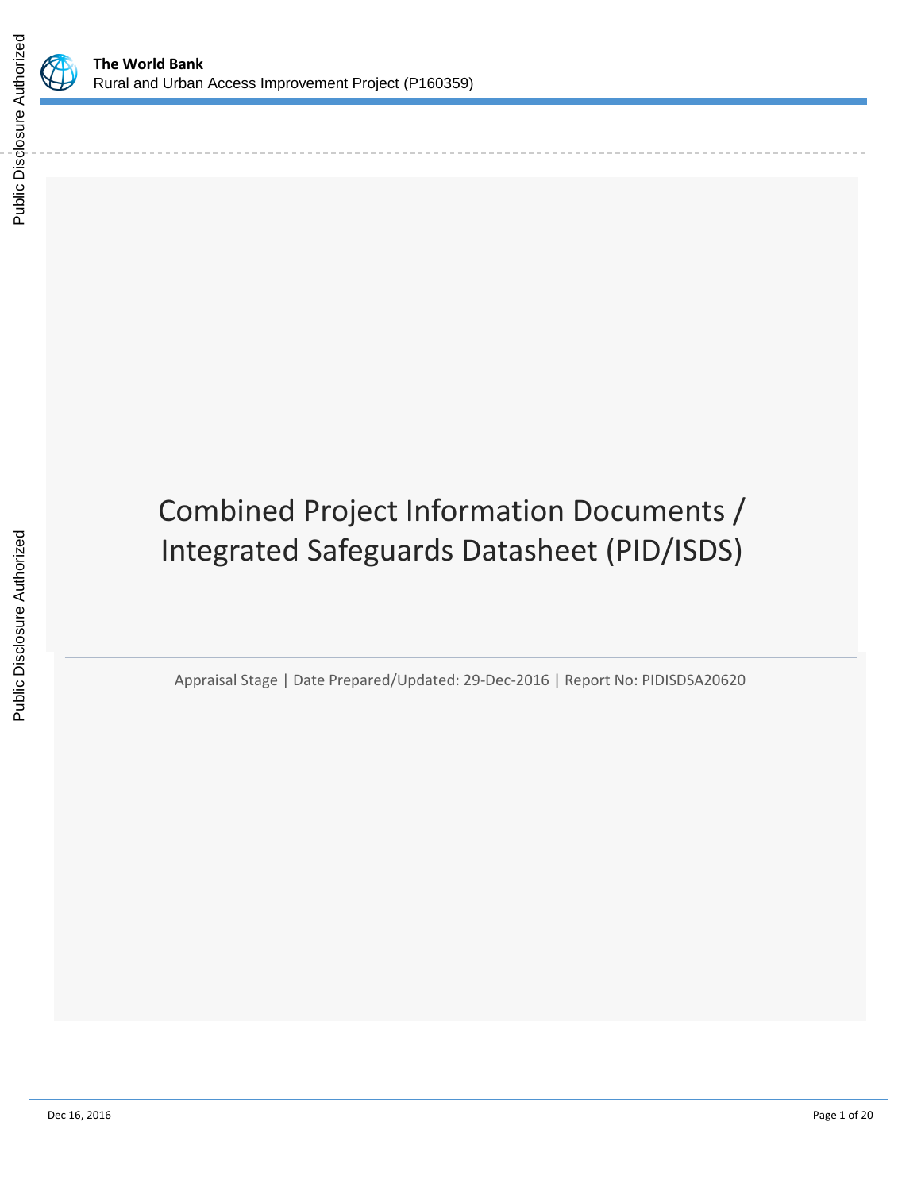**The World Bank**
Rural and Urban Access Improvement Project (P160359)

Public Disclosure Authorized

# Combined Project Information Documents / Integrated Safeguards Datasheet (PID/ISDS)

Appraisal Stage | Date Prepared/Updated: 29-Dec-2016 | Report No: PIDISDSA20620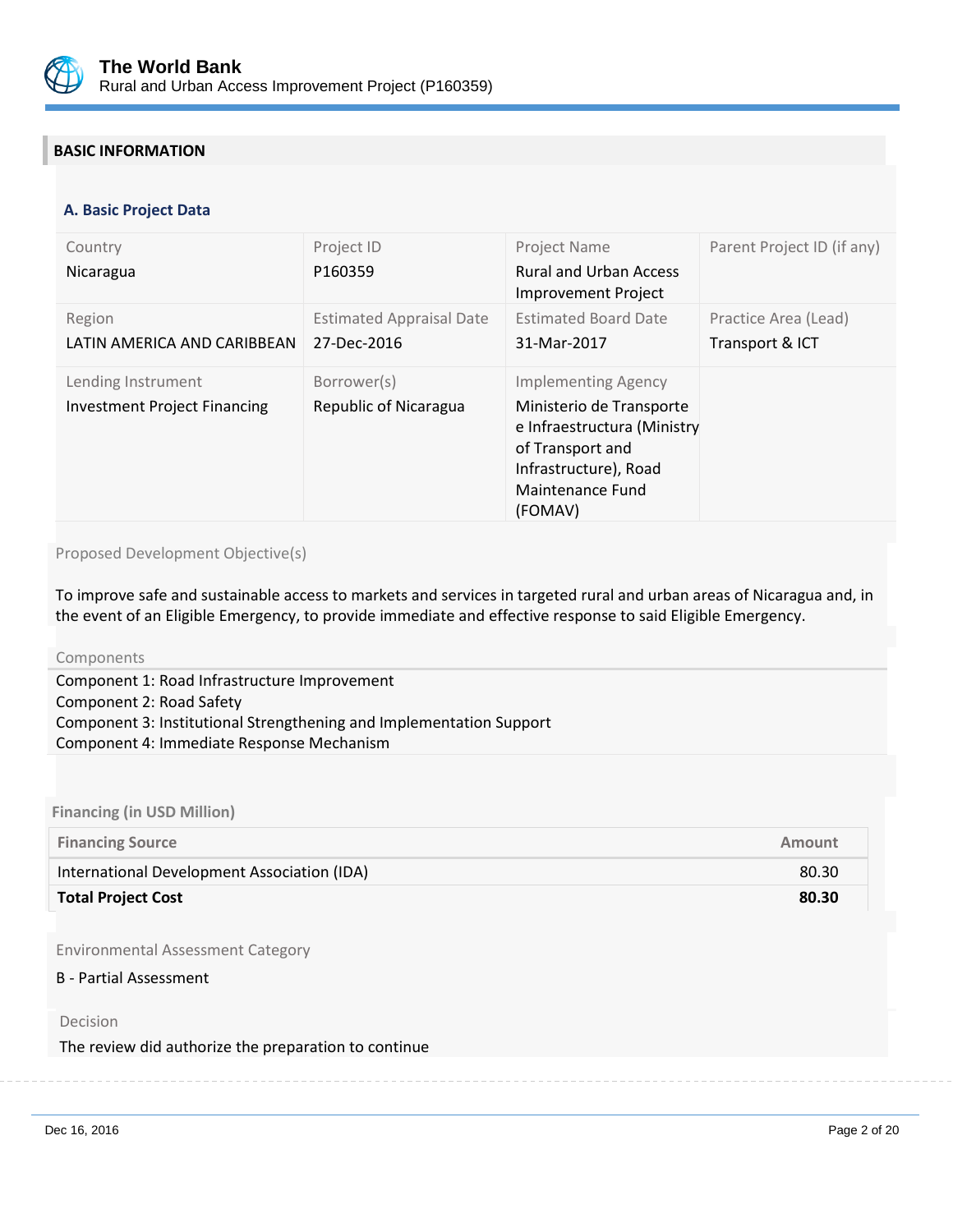## BASIC INFORMATION

### A. Basic Project Data

| Country | Project ID | Project Name | Parent Project ID (if any) |
|---|---|---|---|
| Nicaragua | P160359 | Rural and Urban Access Improvement Project | |
| **Region** | **Estimated Appraisal Date** | **Estimated Board Date** | **Practice Area (Lead)** |
| LATIN AMERICA AND CARIBBEAN | 27-Dec-2016 | 31-Mar-2017 | Transport & ICT |
| **Lending Instrument** | **Borrower(s)** | **Implementing Agency** | |
| Investment Project Financing | Republic of Nicaragua | Ministerio de Transporte e Infraestructura (Ministry of Transport and Infrastructure), Road Maintenance Fund (FOMAV) | |

Proposed Development Objective(s)

To improve safe and sustainable access to markets and services in targeted rural and urban areas of Nicaragua and, in the event of an Eligible Emergency, to provide immediate and effective response to said Eligible Emergency.

Components

Component 1: Road Infrastructure Improvement
Component 2: Road Safety
Component 3: Institutional Strengthening and Implementation Support
Component 4: Immediate Response Mechanism

**Financing (in USD Million)**

| Financing Source | Amount |
|---|---:|
| International Development Association (IDA) | 80.30 |
| **Total Project Cost** | **80.30** |

Environmental Assessment Category

B - Partial Assessment

Decision

The review did authorize the preparation to continue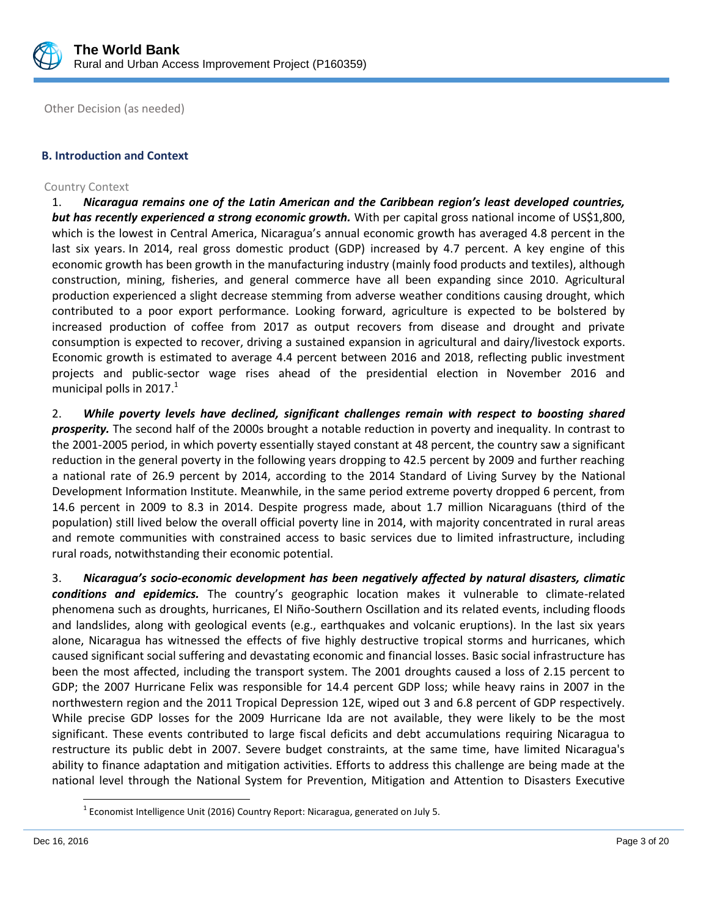Other Decision (as needed)

### B. Introduction and Context

Country Context

1. ***Nicaragua remains one of the Latin American and the Caribbean region's least developed countries, but has recently experienced a strong economic growth.*** With per capital gross national income of US$1,800, which is the lowest in Central America, Nicaragua's annual economic growth has averaged 4.8 percent in the last six years. In 2014, real gross domestic product (GDP) increased by 4.7 percent. A key engine of this economic growth has been growth in the manufacturing industry (mainly food products and textiles), although construction, mining, fisheries, and general commerce have all been expanding since 2010. Agricultural production experienced a slight decrease stemming from adverse weather conditions causing drought, which contributed to a poor export performance. Looking forward, agriculture is expected to be bolstered by increased production of coffee from 2017 as output recovers from disease and drought and private consumption is expected to recover, driving a sustained expansion in agricultural and dairy/livestock exports. Economic growth is estimated to average 4.4 percent between 2016 and 2018, reflecting public investment projects and public-sector wage rises ahead of the presidential election in November 2016 and municipal polls in 2017.[1]

2. ***While poverty levels have declined, significant challenges remain with respect to boosting shared prosperity.*** The second half of the 2000s brought a notable reduction in poverty and inequality. In contrast to the 2001-2005 period, in which poverty essentially stayed constant at 48 percent, the country saw a significant reduction in the general poverty in the following years dropping to 42.5 percent by 2009 and further reaching a national rate of 26.9 percent by 2014, according to the 2014 Standard of Living Survey by the National Development Information Institute. Meanwhile, in the same period extreme poverty dropped 6 percent, from 14.6 percent in 2009 to 8.3 in 2014. Despite progress made, about 1.7 million Nicaraguans (third of the population) still lived below the overall official poverty line in 2014, with majority concentrated in rural areas and remote communities with constrained access to basic services due to limited infrastructure, including rural roads, notwithstanding their economic potential.

3. ***Nicaragua's socio-economic development has been negatively affected by natural disasters, climatic conditions and epidemics.*** The country's geographic location makes it vulnerable to climate-related phenomena such as droughts, hurricanes, El Niño-Southern Oscillation and its related events, including floods and landslides, along with geological events (e.g., earthquakes and volcanic eruptions). In the last six years alone, Nicaragua has witnessed the effects of five highly destructive tropical storms and hurricanes, which caused significant social suffering and devastating economic and financial losses. Basic social infrastructure has been the most affected, including the transport system. The 2001 droughts caused a loss of 2.15 percent to GDP; the 2007 Hurricane Felix was responsible for 14.4 percent GDP loss; while heavy rains in 2007 in the northwestern region and the 2011 Tropical Depression 12E, wiped out 3 and 6.8 percent of GDP respectively. While precise GDP losses for the 2009 Hurricane Ida are not available, they were likely to be the most significant. These events contributed to large fiscal deficits and debt accumulations requiring Nicaragua to restructure its public debt in 2007. Severe budget constraints, at the same time, have limited Nicaragua's ability to finance adaptation and mitigation activities. Efforts to address this challenge are being made at the national level through the National System for Prevention, Mitigation and Attention to Disasters Executive

[1] Economist Intelligence Unit (2016) Country Report: Nicaragua, generated on July 5.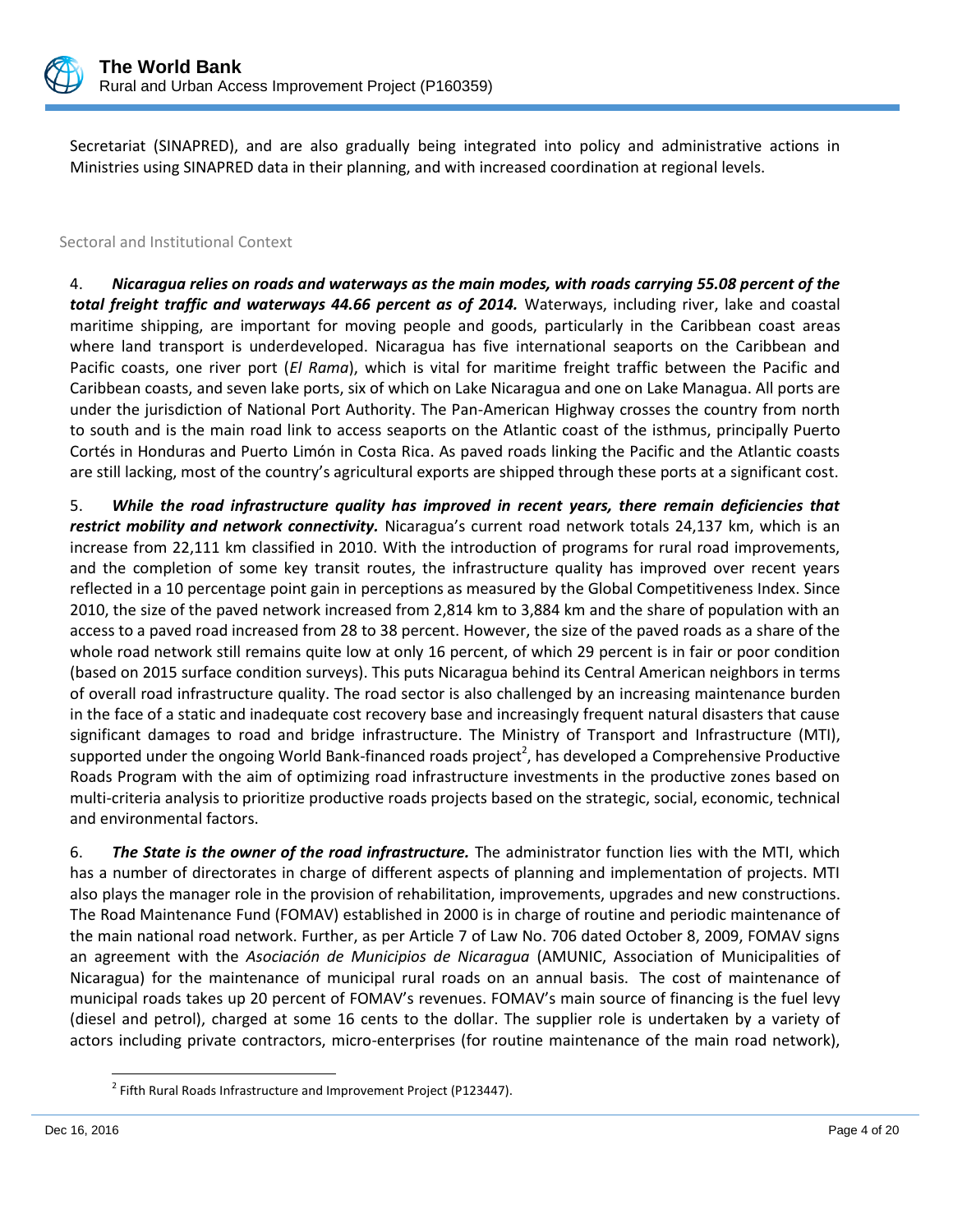Secretariat (SINAPRED), and are also gradually being integrated into policy and administrative actions in Ministries using SINAPRED data in their planning, and with increased coordination at regional levels.

## Sectoral and Institutional Context

4. ***Nicaragua relies on roads and waterways as the main modes, with roads carrying 55.08 percent of the total freight traffic and waterways 44.66 percent as of 2014.*** Waterways, including river, lake and coastal maritime shipping, are important for moving people and goods, particularly in the Caribbean coast areas where land transport is underdeveloped. Nicaragua has five international seaports on the Caribbean and Pacific coasts, one river port (*El Rama*), which is vital for maritime freight traffic between the Pacific and Caribbean coasts, and seven lake ports, six of which on Lake Nicaragua and one on Lake Managua. All ports are under the jurisdiction of National Port Authority. The Pan-American Highway crosses the country from north to south and is the main road link to access seaports on the Atlantic coast of the isthmus, principally Puerto Cortés in Honduras and Puerto Limón in Costa Rica. As paved roads linking the Pacific and the Atlantic coasts are still lacking, most of the country's agricultural exports are shipped through these ports at a significant cost.

5. ***While the road infrastructure quality has improved in recent years, there remain deficiencies that restrict mobility and network connectivity.*** Nicaragua's current road network totals 24,137 km, which is an increase from 22,111 km classified in 2010. With the introduction of programs for rural road improvements, and the completion of some key transit routes, the infrastructure quality has improved over recent years reflected in a 10 percentage point gain in perceptions as measured by the Global Competitiveness Index. Since 2010, the size of the paved network increased from 2,814 km to 3,884 km and the share of population with an access to a paved road increased from 28 to 38 percent. However, the size of the paved roads as a share of the whole road network still remains quite low at only 16 percent, of which 29 percent is in fair or poor condition (based on 2015 surface condition surveys). This puts Nicaragua behind its Central American neighbors in terms of overall road infrastructure quality. The road sector is also challenged by an increasing maintenance burden in the face of a static and inadequate cost recovery base and increasingly frequent natural disasters that cause significant damages to road and bridge infrastructure. The Ministry of Transport and Infrastructure (MTI), supported under the ongoing World Bank-financed roads project[2], has developed a Comprehensive Productive Roads Program with the aim of optimizing road infrastructure investments in the productive zones based on multi-criteria analysis to prioritize productive roads projects based on the strategic, social, economic, technical and environmental factors.

6. ***The State is the owner of the road infrastructure.*** The administrator function lies with the MTI, which has a number of directorates in charge of different aspects of planning and implementation of projects. MTI also plays the manager role in the provision of rehabilitation, improvements, upgrades and new constructions. The Road Maintenance Fund (FOMAV) established in 2000 is in charge of routine and periodic maintenance of the main national road network. Further, as per Article 7 of Law No. 706 dated October 8, 2009, FOMAV signs an agreement with the *Asociación de Municipios de Nicaragua* (AMUNIC, Association of Municipalities of Nicaragua) for the maintenance of municipal rural roads on an annual basis. The cost of maintenance of municipal roads takes up 20 percent of FOMAV's revenues. FOMAV's main source of financing is the fuel levy (diesel and petrol), charged at some 16 cents to the dollar. The supplier role is undertaken by a variety of actors including private contractors, micro-enterprises (for routine maintenance of the main road network),

[2] Fifth Rural Roads Infrastructure and Improvement Project (P123447).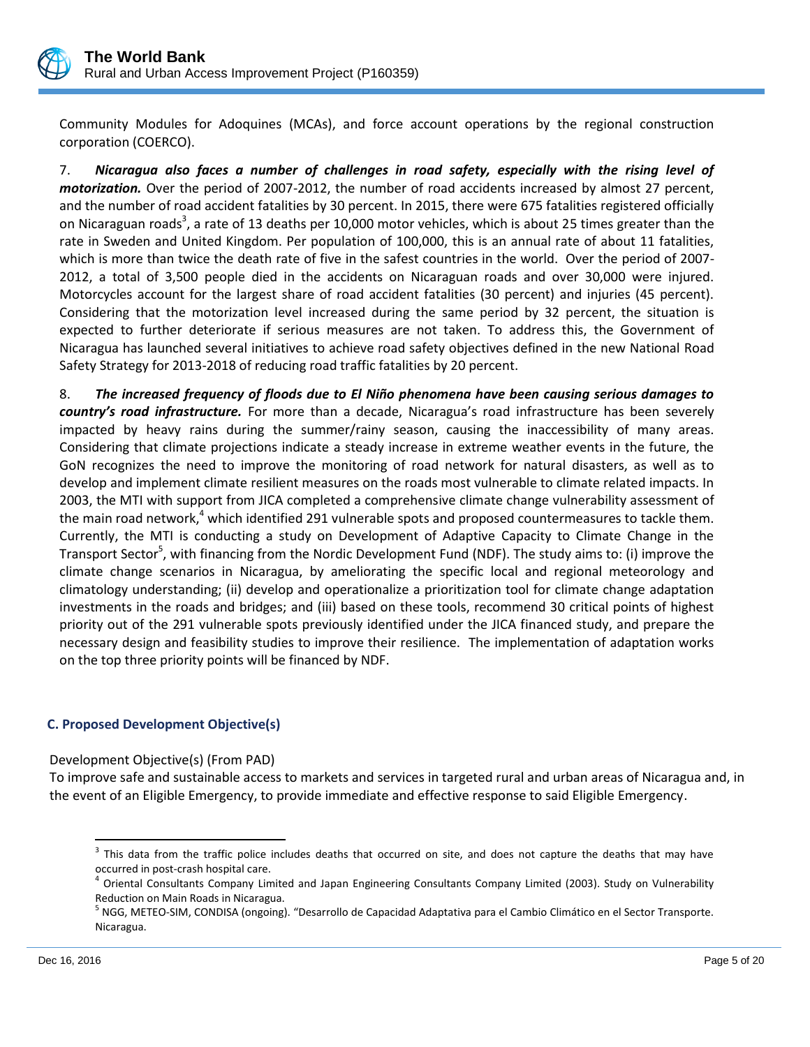Community Modules for Adoquines (MCAs), and force account operations by the regional construction corporation (COERCO).

7. ***Nicaragua also faces a number of challenges in road safety, especially with the rising level of motorization.*** Over the period of 2007-2012, the number of road accidents increased by almost 27 percent, and the number of road accident fatalities by 30 percent. In 2015, there were 675 fatalities registered officially on Nicaraguan roads[3], a rate of 13 deaths per 10,000 motor vehicles, which is about 25 times greater than the rate in Sweden and United Kingdom. Per population of 100,000, this is an annual rate of about 11 fatalities, which is more than twice the death rate of five in the safest countries in the world. Over the period of 2007-2012, a total of 3,500 people died in the accidents on Nicaraguan roads and over 30,000 were injured. Motorcycles account for the largest share of road accident fatalities (30 percent) and injuries (45 percent). Considering that the motorization level increased during the same period by 32 percent, the situation is expected to further deteriorate if serious measures are not taken. To address this, the Government of Nicaragua has launched several initiatives to achieve road safety objectives defined in the new National Road Safety Strategy for 2013-2018 of reducing road traffic fatalities by 20 percent.

8. ***The increased frequency of floods due to El Niño phenomena have been causing serious damages to country's road infrastructure.*** For more than a decade, Nicaragua's road infrastructure has been severely impacted by heavy rains during the summer/rainy season, causing the inaccessibility of many areas. Considering that climate projections indicate a steady increase in extreme weather events in the future, the GoN recognizes the need to improve the monitoring of road network for natural disasters, as well as to develop and implement climate resilient measures on the roads most vulnerable to climate related impacts. In 2003, the MTI with support from JICA completed a comprehensive climate change vulnerability assessment of the main road network,[4] which identified 291 vulnerable spots and proposed countermeasures to tackle them. Currently, the MTI is conducting a study on Development of Adaptive Capacity to Climate Change in the Transport Sector[5], with financing from the Nordic Development Fund (NDF). The study aims to: (i) improve the climate change scenarios in Nicaragua, by ameliorating the specific local and regional meteorology and climatology understanding; (ii) develop and operationalize a prioritization tool for climate change adaptation investments in the roads and bridges; and (iii) based on these tools, recommend 30 critical points of highest priority out of the 291 vulnerable spots previously identified under the JICA financed study, and prepare the necessary design and feasibility studies to improve their resilience. The implementation of adaptation works on the top three priority points will be financed by NDF.

### C. Proposed Development Objective(s)

Development Objective(s) (From PAD)

To improve safe and sustainable access to markets and services in targeted rural and urban areas of Nicaragua and, in the event of an Eligible Emergency, to provide immediate and effective response to said Eligible Emergency.

---

[3] This data from the traffic police includes deaths that occurred on site, and does not capture the deaths that may have occurred in post-crash hospital care.

[4] Oriental Consultants Company Limited and Japan Engineering Consultants Company Limited (2003). Study on Vulnerability Reduction on Main Roads in Nicaragua.

[5] NGG, METEO-SIM, CONDISA (ongoing). "Desarrollo de Capacidad Adaptativa para el Cambio Climático en el Sector Transporte. Nicaragua.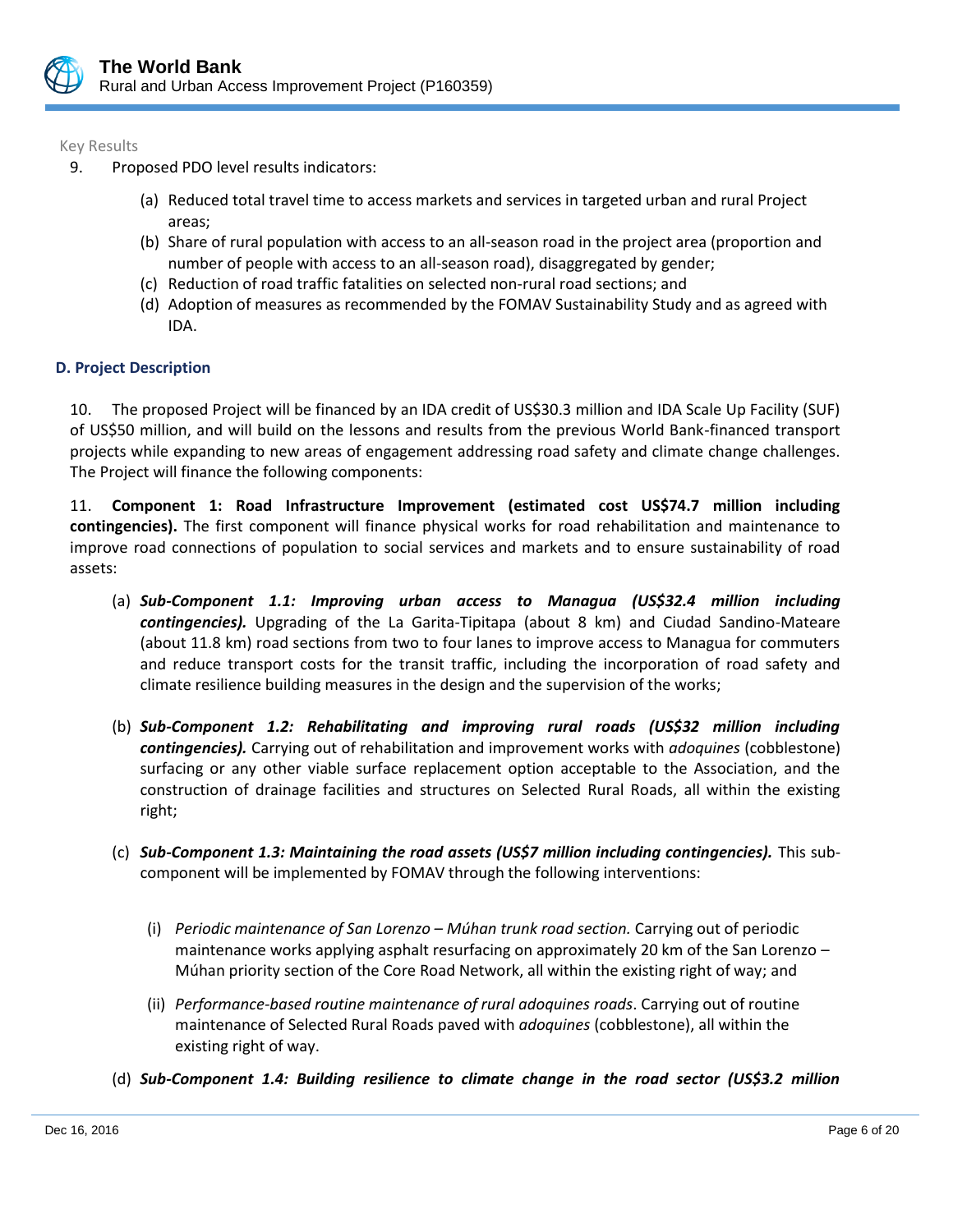Key Results

9. Proposed PDO level results indicators:

   (a) Reduced total travel time to access markets and services in targeted urban and rural Project areas;
   (b) Share of rural population with access to an all-season road in the project area (proportion and number of people with access to an all-season road), disaggregated by gender;
   (c) Reduction of road traffic fatalities on selected non-rural road sections; and
   (d) Adoption of measures as recommended by the FOMAV Sustainability Study and as agreed with IDA.

### D. Project Description

10. The proposed Project will be financed by an IDA credit of US$30.3 million and IDA Scale Up Facility (SUF) of US$50 million, and will build on the lessons and results from the previous World Bank-financed transport projects while expanding to new areas of engagement addressing road safety and climate change challenges. The Project will finance the following components:

11. **Component 1: Road Infrastructure Improvement (estimated cost US$74.7 million including contingencies).** The first component will finance physical works for road rehabilitation and maintenance to improve road connections of population to social services and markets and to ensure sustainability of road assets:

   (a) ***Sub-Component 1.1: Improving urban access to Managua (US$32.4 million including contingencies).*** Upgrading of the La Garita-Tipitapa (about 8 km) and Ciudad Sandino-Mateare (about 11.8 km) road sections from two to four lanes to improve access to Managua for commuters and reduce transport costs for the transit traffic, including the incorporation of road safety and climate resilience building measures in the design and the supervision of the works;

   (b) ***Sub-Component 1.2: Rehabilitating and improving rural roads (US$32 million including contingencies).*** Carrying out of rehabilitation and improvement works with *adoquines* (cobblestone) surfacing or any other viable surface replacement option acceptable to the Association, and the construction of drainage facilities and structures on Selected Rural Roads, all within the existing right;

   (c) ***Sub-Component 1.3: Maintaining the road assets (US$7 million including contingencies).*** This sub-component will be implemented by FOMAV through the following interventions:

      (i) *Periodic maintenance of San Lorenzo – Múhan trunk road section.* Carrying out of periodic maintenance works applying asphalt resurfacing on approximately 20 km of the San Lorenzo – Múhan priority section of the Core Road Network, all within the existing right of way; and

      (ii) *Performance-based routine maintenance of rural adoquines roads*. Carrying out of routine maintenance of Selected Rural Roads paved with *adoquines* (cobblestone), all within the existing right of way.

   (d) ***Sub-Component 1.4: Building resilience to climate change in the road sector (US$3.2 million***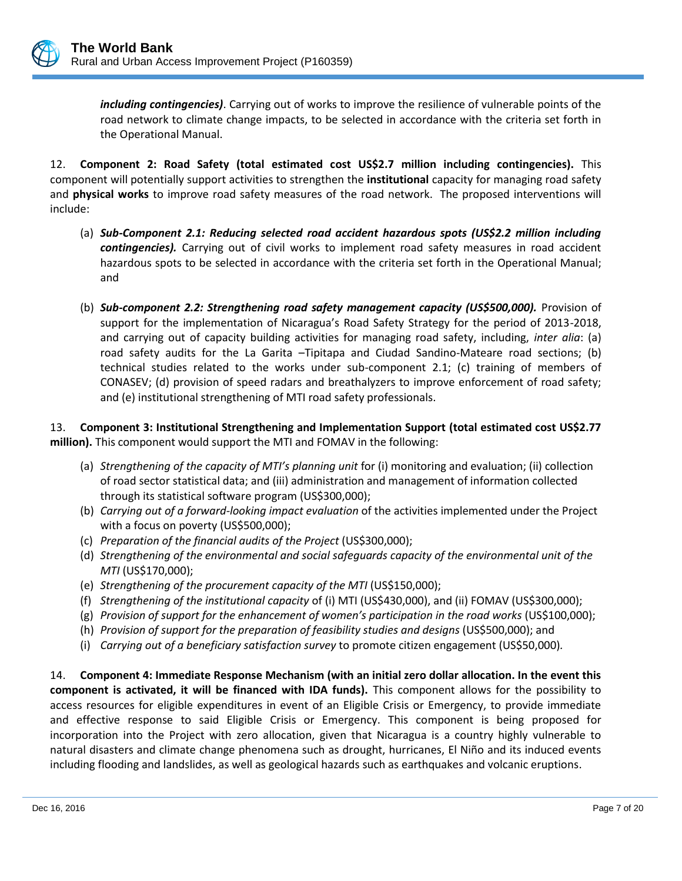***including contingencies)***. Carrying out of works to improve the resilience of vulnerable points of the road network to climate change impacts, to be selected in accordance with the criteria set forth in the Operational Manual.

12. **Component 2: Road Safety (total estimated cost US$2.7 million including contingencies).** This component will potentially support activities to strengthen the **institutional** capacity for managing road safety and **physical works** to improve road safety measures of the road network. The proposed interventions will include:

(a) ***Sub-Component 2.1: Reducing selected road accident hazardous spots (US$2.2 million including contingencies).*** Carrying out of civil works to implement road safety measures in road accident hazardous spots to be selected in accordance with the criteria set forth in the Operational Manual; and

(b) ***Sub-component 2.2: Strengthening road safety management capacity (US$500,000).*** Provision of support for the implementation of Nicaragua's Road Safety Strategy for the period of 2013-2018, and carrying out of capacity building activities for managing road safety, including, *inter alia*: (a) road safety audits for the La Garita –Tipitapa and Ciudad Sandino-Mateare road sections; (b) technical studies related to the works under sub-component 2.1; (c) training of members of CONASEV; (d) provision of speed radars and breathalyzers to improve enforcement of road safety; and (e) institutional strengthening of MTI road safety professionals.

13. **Component 3: Institutional Strengthening and Implementation Support (total estimated cost US$2.77 million).** This component would support the MTI and FOMAV in the following:

(a) *Strengthening of the capacity of MTI's planning unit* for (i) monitoring and evaluation; (ii) collection of road sector statistical data; and (iii) administration and management of information collected through its statistical software program (US$300,000);
(b) *Carrying out of a forward-looking impact evaluation* of the activities implemented under the Project with a focus on poverty (US$500,000);
(c) *Preparation of the financial audits of the Project* (US$300,000);
(d) *Strengthening of the environmental and social safeguards capacity of the environmental unit of the MTI* (US$170,000);
(e) *Strengthening of the procurement capacity of the MTI* (US$150,000);
(f) *Strengthening of the institutional capacity* of (i) MTI (US$430,000), and (ii) FOMAV (US$300,000);
(g) *Provision of support for the enhancement of women's participation in the road works* (US$100,000);
(h) *Provision of support for the preparation of feasibility studies and designs* (US$500,000); and
(i) *Carrying out of a beneficiary satisfaction survey* to promote citizen engagement (US$50,000).

14. **Component 4: Immediate Response Mechanism (with an initial zero dollar allocation. In the event this component is activated, it will be financed with IDA funds).** This component allows for the possibility to access resources for eligible expenditures in event of an Eligible Crisis or Emergency, to provide immediate and effective response to said Eligible Crisis or Emergency. This component is being proposed for incorporation into the Project with zero allocation, given that Nicaragua is a country highly vulnerable to natural disasters and climate change phenomena such as drought, hurricanes, El Niño and its induced events including flooding and landslides, as well as geological hazards such as earthquakes and volcanic eruptions.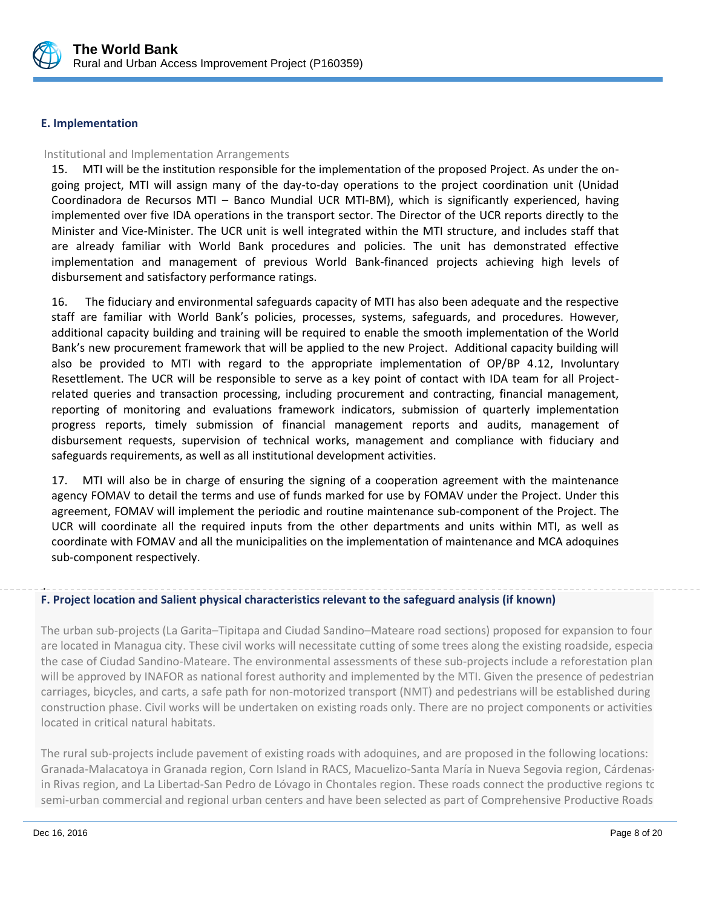## E. Implementation

Institutional and Implementation Arrangements

15. MTI will be the institution responsible for the implementation of the proposed Project. As under the on-going project, MTI will assign many of the day-to-day operations to the project coordination unit (Unidad Coordinadora de Recursos MTI – Banco Mundial UCR MTI-BM), which is significantly experienced, having implemented over five IDA operations in the transport sector. The Director of the UCR reports directly to the Minister and Vice-Minister. The UCR unit is well integrated within the MTI structure, and includes staff that are already familiar with World Bank procedures and policies. The unit has demonstrated effective implementation and management of previous World Bank-financed projects achieving high levels of disbursement and satisfactory performance ratings.

16. The fiduciary and environmental safeguards capacity of MTI has also been adequate and the respective staff are familiar with World Bank's policies, processes, systems, safeguards, and procedures. However, additional capacity building and training will be required to enable the smooth implementation of the World Bank's new procurement framework that will be applied to the new Project. Additional capacity building will also be provided to MTI with regard to the appropriate implementation of OP/BP 4.12, Involuntary Resettlement. The UCR will be responsible to serve as a key point of contact with IDA team for all Project-related queries and transaction processing, including procurement and contracting, financial management, reporting of monitoring and evaluations framework indicators, submission of quarterly implementation progress reports, timely submission of financial management reports and audits, management of disbursement requests, supervision of technical works, management and compliance with fiduciary and safeguards requirements, as well as all institutional development activities.

17. MTI will also be in charge of ensuring the signing of a cooperation agreement with the maintenance agency FOMAV to detail the terms and use of funds marked for use by FOMAV under the Project. Under this agreement, FOMAV will implement the periodic and routine maintenance sub-component of the Project. The UCR will coordinate all the required inputs from the other departments and units within MTI, as well as coordinate with FOMAV and all the municipalities on the implementation of maintenance and MCA adoquines sub-component respectively.

## F. Project location and Salient physical characteristics relevant to the safeguard analysis (if known)

The urban sub-projects (La Garita–Tipitapa and Ciudad Sandino–Mateare road sections) proposed for expansion to four are located in Managua city. These civil works will necessitate cutting of some trees along the existing roadside, especial the case of Ciudad Sandino-Mateare. The environmental assessments of these sub-projects include a reforestation plan will be approved by INAFOR as national forest authority and implemented by the MTI. Given the presence of pedestrian carriages, bicycles, and carts, a safe path for non-motorized transport (NMT) and pedestrians will be established during construction phase. Civil works will be undertaken on existing roads only. There are no project components or activities located in critical natural habitats.

The rural sub-projects include pavement of existing roads with adoquines, and are proposed in the following locations: Granada-Malacatoya in Granada region, Corn Island in RACS, Macuelizo-Santa María in Nueva Segovia region, Cárdenas- in Rivas region, and La Libertad-San Pedro de Lóvago in Chontales region. These roads connect the productive regions to semi-urban commercial and regional urban centers and have been selected as part of Comprehensive Productive Roads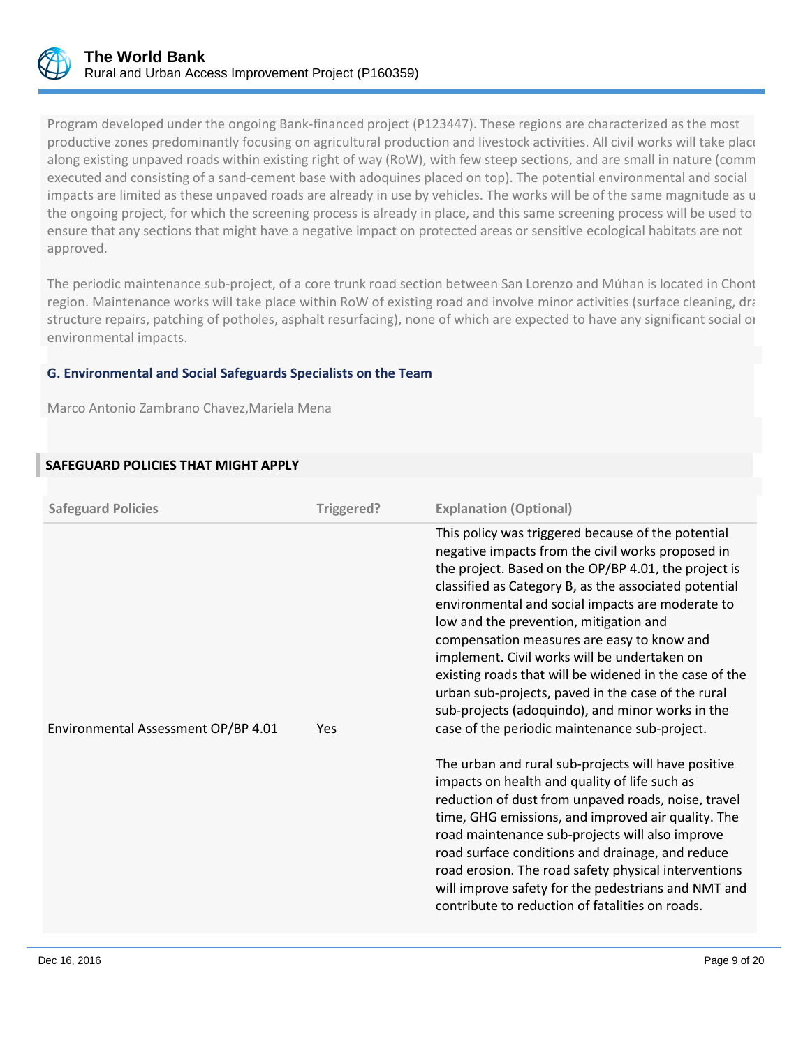Program developed under the ongoing Bank-financed project (P123447). These regions are characterized as the most productive zones predominantly focusing on agricultural production and livestock activities. All civil works will take place along existing unpaved roads within existing right of way (RoW), with few steep sections, and are small in nature (comm executed and consisting of a sand-cement base with adoquines placed on top). The potential environmental and social impacts are limited as these unpaved roads are already in use by vehicles. The works will be of the same magnitude as u the ongoing project, for which the screening process is already in place, and this same screening process will be used to ensure that any sections that might have a negative impact on protected areas or sensitive ecological habitats are not approved.

The periodic maintenance sub-project, of a core trunk road section between San Lorenzo and Múhan is located in Chont region. Maintenance works will take place within RoW of existing road and involve minor activities (surface cleaning, dra structure repairs, patching of potholes, asphalt resurfacing), none of which are expected to have any significant social or environmental impacts.

### G. Environmental and Social Safeguards Specialists on the Team

Marco Antonio Zambrano Chavez,Mariela Mena

## SAFEGUARD POLICIES THAT MIGHT APPLY

| Safeguard Policies | Triggered? | Explanation (Optional) |
| --- | --- | --- |
| Environmental Assessment OP/BP 4.01 | Yes | This policy was triggered because of the potential negative impacts from the civil works proposed in the project. Based on the OP/BP 4.01, the project is classified as Category B, as the associated potential environmental and social impacts are moderate to low and the prevention, mitigation and compensation measures are easy to know and implement. Civil works will be undertaken on existing roads that will be widened in the case of the urban sub-projects, paved in the case of the rural sub-projects (adoquindo), and minor works in the case of the periodic maintenance sub-project.<br><br>The urban and rural sub-projects will have positive impacts on health and quality of life such as reduction of dust from unpaved roads, noise, travel time, GHG emissions, and improved air quality. The road maintenance sub-projects will also improve road surface conditions and drainage, and reduce road erosion. The road safety physical interventions will improve safety for the pedestrians and NMT and contribute to reduction of fatalities on roads. |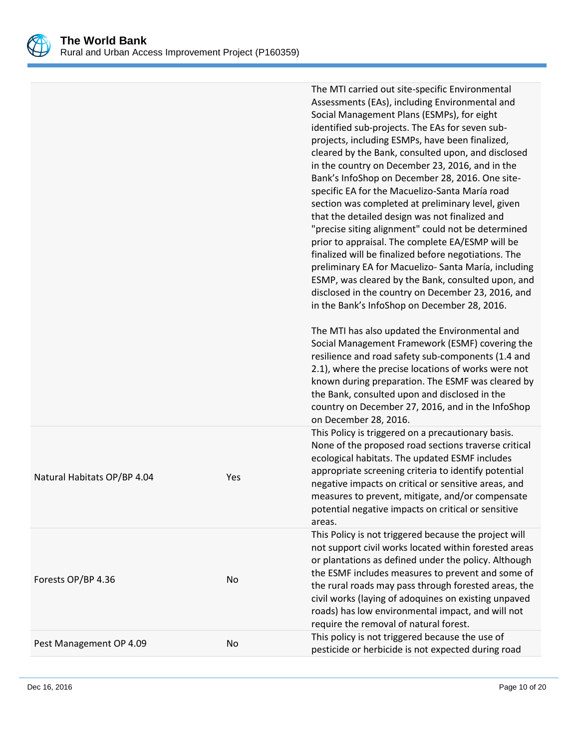| | | |
|---|---|---|
| | | The MTI carried out site-specific Environmental Assessments (EAs), including Environmental and Social Management Plans (ESMPs), for eight identified sub-projects. The EAs for seven sub-projects, including ESMPs, have been finalized, cleared by the Bank, consulted upon, and disclosed in the country on December 23, 2016, and in the Bank's InfoShop on December 28, 2016. One site-specific EA for the Macuelizo-Santa María road section was completed at preliminary level, given that the detailed design was not finalized and "precise siting alignment" could not be determined prior to appraisal. The complete EA/ESMP will be finalized will be finalized before negotiations. The preliminary EA for Macuelizo- Santa María, including ESMP, was cleared by the Bank, consulted upon, and disclosed in the country on December 23, 2016, and in the Bank's InfoShop on December 28, 2016.<br><br>The MTI has also updated the Environmental and Social Management Framework (ESMF) covering the resilience and road safety sub-components (1.4 and 2.1), where the precise locations of works were not known during preparation. The ESMF was cleared by the Bank, consulted upon and disclosed in the country on December 27, 2016, and in the InfoShop on December 28, 2016. |
| Natural Habitats OP/BP 4.04 | Yes | This Policy is triggered on a precautionary basis. None of the proposed road sections traverse critical ecological habitats. The updated ESMF includes appropriate screening criteria to identify potential negative impacts on critical or sensitive areas, and measures to prevent, mitigate, and/or compensate potential negative impacts on critical or sensitive areas. |
| Forests OP/BP 4.36 | No | This Policy is not triggered because the project will not support civil works located within forested areas or plantations as defined under the policy. Although the ESMF includes measures to prevent and some of the rural roads may pass through forested areas, the civil works (laying of adoquines on existing unpaved roads) has low environmental impact, and will not require the removal of natural forest. |
| Pest Management OP 4.09 | No | This policy is not triggered because the use of pesticide or herbicide is not expected during road |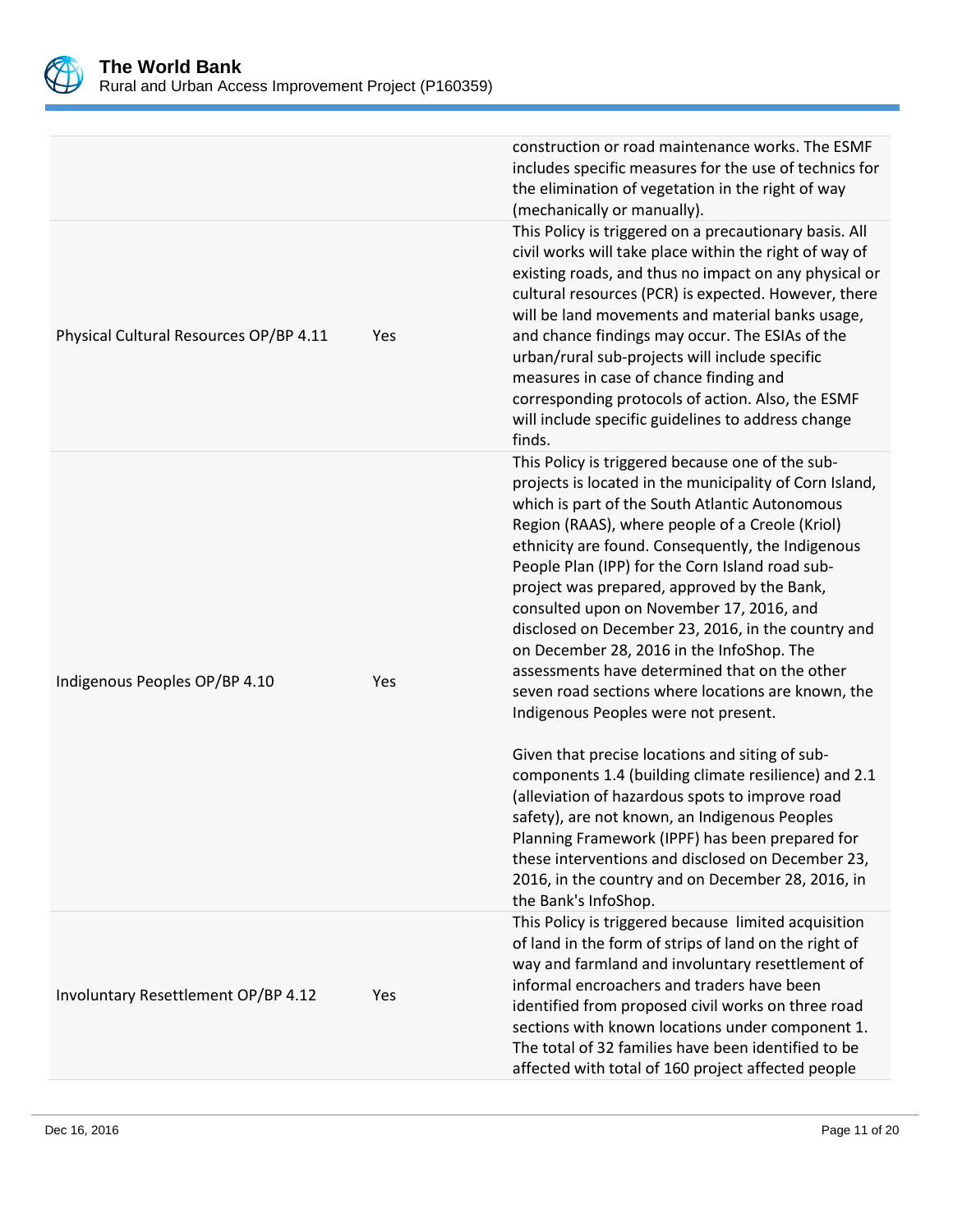| | | |
|---|---|---|
| | | construction or road maintenance works. The ESMF includes specific measures for the use of technics for the elimination of vegetation in the right of way (mechanically or manually). |
| Physical Cultural Resources OP/BP 4.11 | Yes | This Policy is triggered on a precautionary basis. All civil works will take place within the right of way of existing roads, and thus no impact on any physical or cultural resources (PCR) is expected. However, there will be land movements and material banks usage, and chance findings may occur. The ESIAs of the urban/rural sub-projects will include specific measures in case of chance finding and corresponding protocols of action. Also, the ESMF will include specific guidelines to address change finds. |
| Indigenous Peoples OP/BP 4.10 | Yes | This Policy is triggered because one of the sub-projects is located in the municipality of Corn Island, which is part of the South Atlantic Autonomous Region (RAAS), where people of a Creole (Kriol) ethnicity are found. Consequently, the Indigenous People Plan (IPP) for the Corn Island road sub-project was prepared, approved by the Bank, consulted upon on November 17, 2016, and disclosed on December 23, 2016, in the country and on December 28, 2016 in the InfoShop. The assessments have determined that on the other seven road sections where locations are known, the Indigenous Peoples were not present.<br><br>Given that precise locations and siting of sub-components 1.4 (building climate resilience) and 2.1 (alleviation of hazardous spots to improve road safety), are not known, an Indigenous Peoples Planning Framework (IPPF) has been prepared for these interventions and disclosed on December 23, 2016, in the country and on December 28, 2016, in the Bank's InfoShop. |
| Involuntary Resettlement OP/BP 4.12 | Yes | This Policy is triggered because limited acquisition of land in the form of strips of land on the right of way and farmland and involuntary resettlement of informal encroachers and traders have been identified from proposed civil works on three road sections with known locations under component 1. The total of 32 families have been identified to be affected with total of 160 project affected people |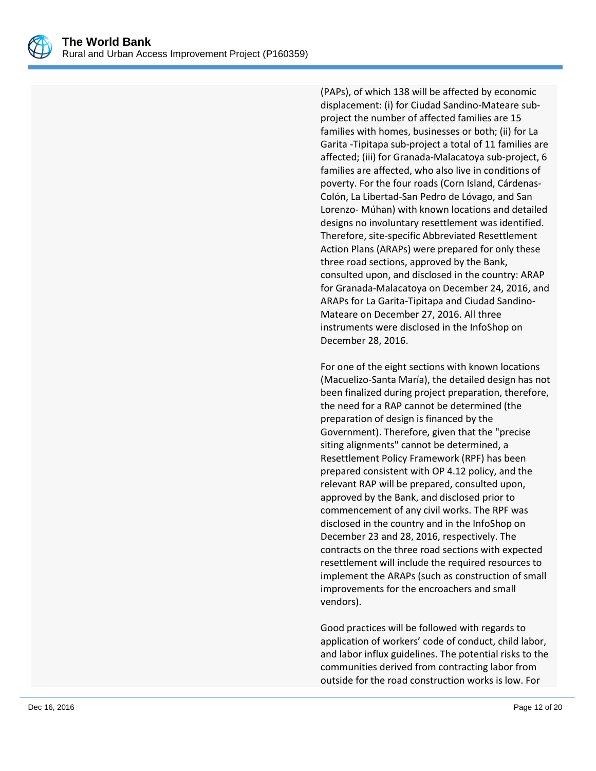(PAPs), of which 138 will be affected by economic displacement: (i) for Ciudad Sandino-Mateare sub-project the number of affected families are 15 families with homes, businesses or both; (ii) for La Garita -Tipitapa sub-project a total of 11 families are affected; (iii) for Granada-Malacatoya sub-project, 6 families are affected, who also live in conditions of poverty. For the four roads (Corn Island, Cárdenas-Colón, La Libertad-San Pedro de Lóvago, and San Lorenzo- Múhan) with known locations and detailed designs no involuntary resettlement was identified. Therefore, site-specific Abbreviated Resettlement Action Plans (ARAPs) were prepared for only these three road sections, approved by the Bank, consulted upon, and disclosed in the country: ARAP for Granada-Malacatoya on December 24, 2016, and ARAPs for La Garita-Tipitapa and Ciudad Sandino-Mateare on December 27, 2016. All three instruments were disclosed in the InfoShop on December 28, 2016.

For one of the eight sections with known locations (Macuelizo-Santa María), the detailed design has not been finalized during project preparation, therefore, the need for a RAP cannot be determined (the preparation of design is financed by the Government). Therefore, given that the "precise siting alignments" cannot be determined, a Resettlement Policy Framework (RPF) has been prepared consistent with OP 4.12 policy, and the relevant RAP will be prepared, consulted upon, approved by the Bank, and disclosed prior to commencement of any civil works. The RPF was disclosed in the country and in the InfoShop on December 23 and 28, 2016, respectively. The contracts on the three road sections with expected resettlement will include the required resources to implement the ARAPs (such as construction of small improvements for the encroachers and small vendors).

Good practices will be followed with regards to application of workers' code of conduct, child labor, and labor influx guidelines. The potential risks to the communities derived from contracting labor from outside for the road construction works is low. For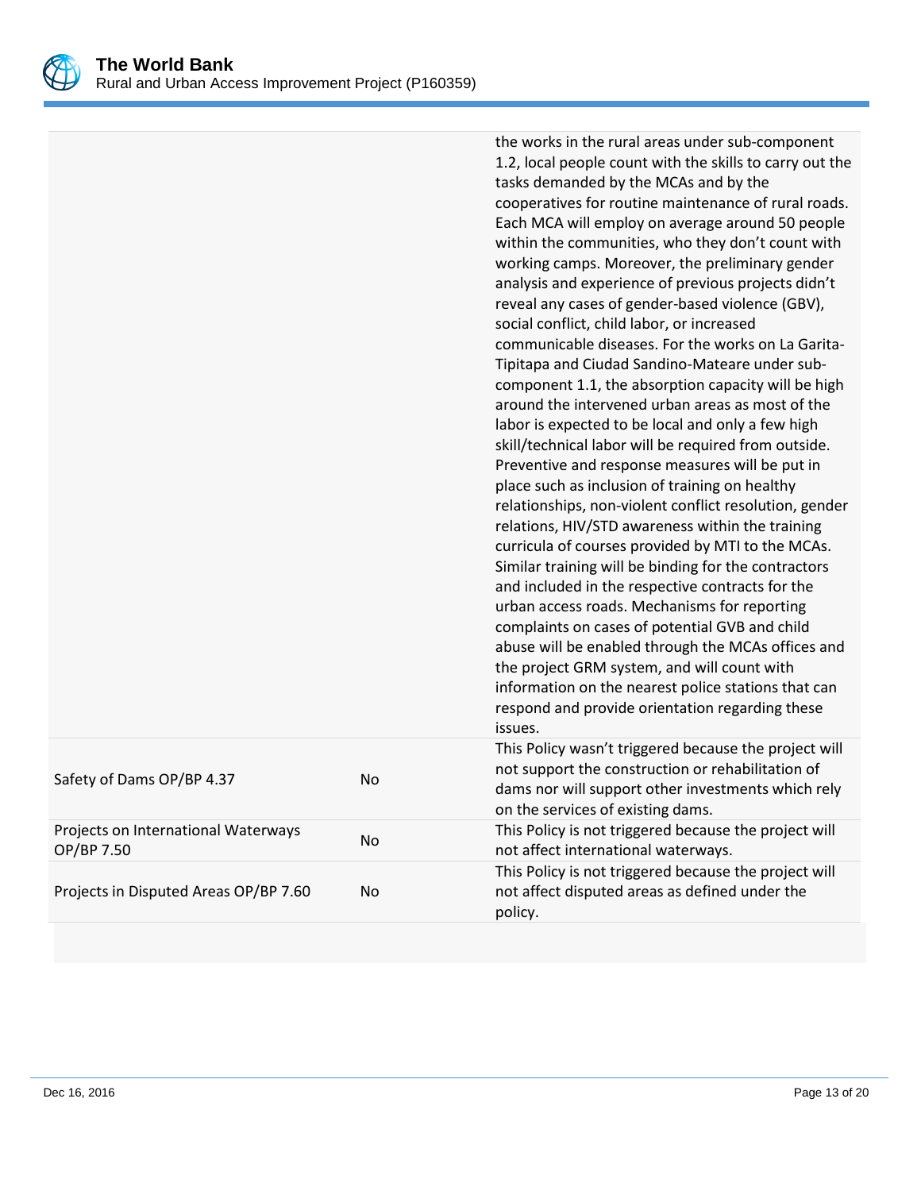| | | |
|---|---|---|
| | | the works in the rural areas under sub-component 1.2, local people count with the skills to carry out the tasks demanded by the MCAs and by the cooperatives for routine maintenance of rural roads. Each MCA will employ on average around 50 people within the communities, who they don't count with working camps. Moreover, the preliminary gender analysis and experience of previous projects didn't reveal any cases of gender-based violence (GBV), social conflict, child labor, or increased communicable diseases. For the works on La Garita-Tipitapa and Ciudad Sandino-Mateare under sub-component 1.1, the absorption capacity will be high around the intervened urban areas as most of the labor is expected to be local and only a few high skill/technical labor will be required from outside. Preventive and response measures will be put in place such as inclusion of training on healthy relationships, non-violent conflict resolution, gender relations, HIV/STD awareness within the training curricula of courses provided by MTI to the MCAs. Similar training will be binding for the contractors and included in the respective contracts for the urban access roads. Mechanisms for reporting complaints on cases of potential GVB and child abuse will be enabled through the MCAs offices and the project GRM system, and will count with information on the nearest police stations that can respond and provide orientation regarding these issues. |
| Safety of Dams OP/BP 4.37 | No | This Policy wasn't triggered because the project will not support the construction or rehabilitation of dams nor will support other investments which rely on the services of existing dams. |
| Projects on International Waterways OP/BP 7.50 | No | This Policy is not triggered because the project will not affect international waterways. |
| Projects in Disputed Areas OP/BP 7.60 | No | This Policy is not triggered because the project will not affect disputed areas as defined under the policy. |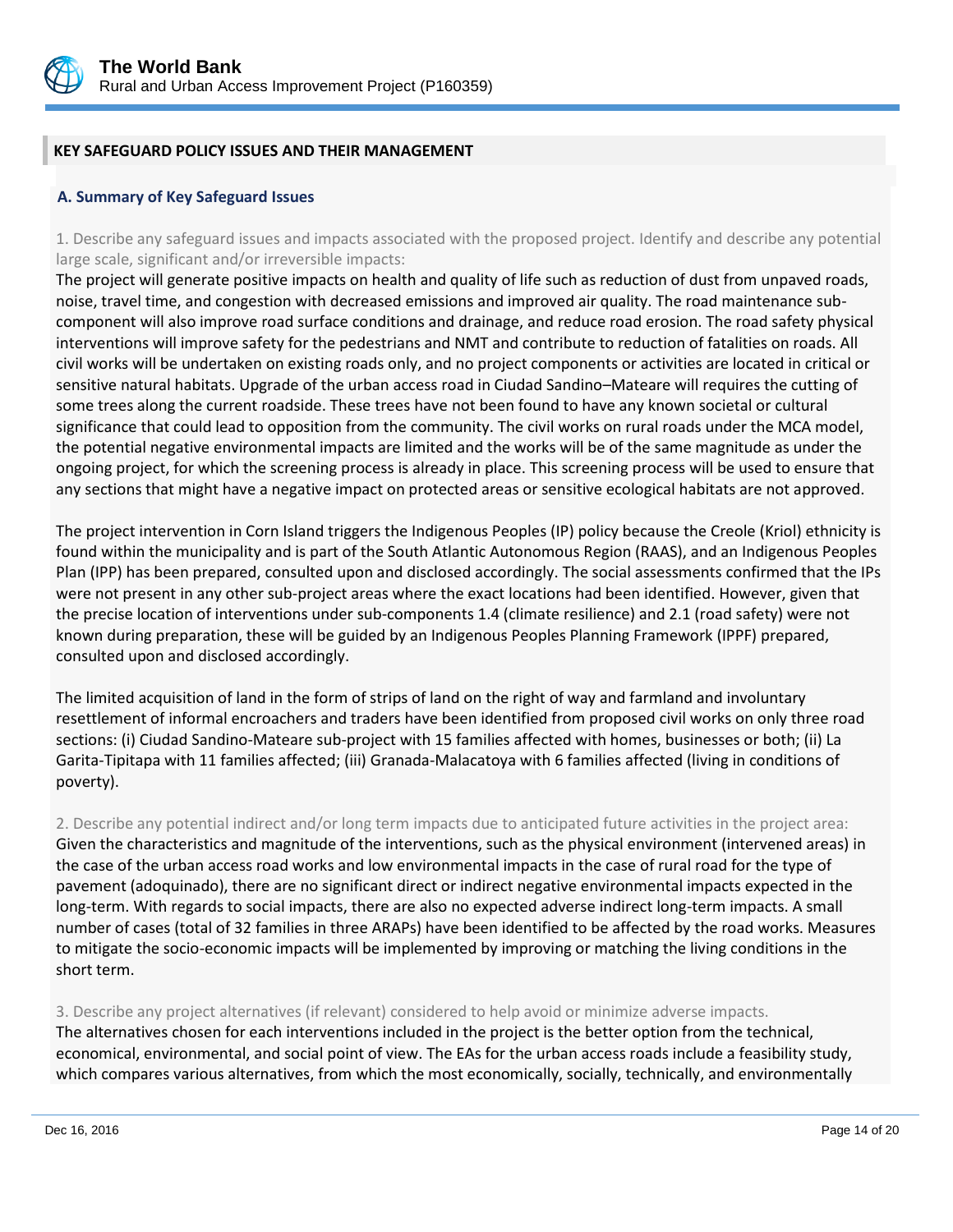## KEY SAFEGUARD POLICY ISSUES AND THEIR MANAGEMENT

### A. Summary of Key Safeguard Issues

1. Describe any safeguard issues and impacts associated with the proposed project. Identify and describe any potential large scale, significant and/or irreversible impacts:

The project will generate positive impacts on health and quality of life such as reduction of dust from unpaved roads, noise, travel time, and congestion with decreased emissions and improved air quality. The road maintenance sub-component will also improve road surface conditions and drainage, and reduce road erosion. The road safety physical interventions will improve safety for the pedestrians and NMT and contribute to reduction of fatalities on roads. All civil works will be undertaken on existing roads only, and no project components or activities are located in critical or sensitive natural habitats. Upgrade of the urban access road in Ciudad Sandino–Mateare will requires the cutting of some trees along the current roadside. These trees have not been found to have any known societal or cultural significance that could lead to opposition from the community. The civil works on rural roads under the MCA model, the potential negative environmental impacts are limited and the works will be of the same magnitude as under the ongoing project, for which the screening process is already in place. This screening process will be used to ensure that any sections that might have a negative impact on protected areas or sensitive ecological habitats are not approved.

The project intervention in Corn Island triggers the Indigenous Peoples (IP) policy because the Creole (Kriol) ethnicity is found within the municipality and is part of the South Atlantic Autonomous Region (RAAS), and an Indigenous Peoples Plan (IPP) has been prepared, consulted upon and disclosed accordingly. The social assessments confirmed that the IPs were not present in any other sub-project areas where the exact locations had been identified. However, given that the precise location of interventions under sub-components 1.4 (climate resilience) and 2.1 (road safety) were not known during preparation, these will be guided by an Indigenous Peoples Planning Framework (IPPF) prepared, consulted upon and disclosed accordingly.

The limited acquisition of land in the form of strips of land on the right of way and farmland and involuntary resettlement of informal encroachers and traders have been identified from proposed civil works on only three road sections: (i) Ciudad Sandino-Mateare sub-project with 15 families affected with homes, businesses or both; (ii) La Garita-Tipitapa with 11 families affected; (iii) Granada-Malacatoya with 6 families affected (living in conditions of poverty).

2. Describe any potential indirect and/or long term impacts due to anticipated future activities in the project area:

Given the characteristics and magnitude of the interventions, such as the physical environment (intervened areas) in the case of the urban access road works and low environmental impacts in the case of rural road for the type of pavement (adoquinado), there are no significant direct or indirect negative environmental impacts expected in the long-term. With regards to social impacts, there are also no expected adverse indirect long-term impacts. A small number of cases (total of 32 families in three ARAPs) have been identified to be affected by the road works. Measures to mitigate the socio-economic impacts will be implemented by improving or matching the living conditions in the short term.

3. Describe any project alternatives (if relevant) considered to help avoid or minimize adverse impacts.

The alternatives chosen for each interventions included in the project is the better option from the technical, economical, environmental, and social point of view. The EAs for the urban access roads include a feasibility study, which compares various alternatives, from which the most economically, socially, technically, and environmentally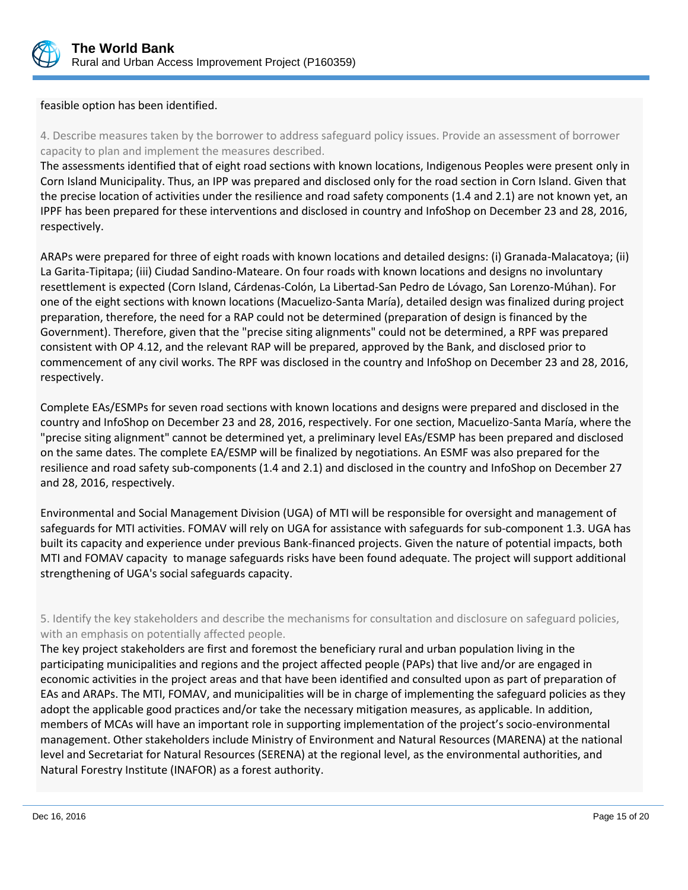feasible option has been identified.

4. Describe measures taken by the borrower to address safeguard policy issues. Provide an assessment of borrower capacity to plan and implement the measures described.

The assessments identified that of eight road sections with known locations, Indigenous Peoples were present only in Corn Island Municipality. Thus, an IPP was prepared and disclosed only for the road section in Corn Island. Given that the precise location of activities under the resilience and road safety components (1.4 and 2.1) are not known yet, an IPPF has been prepared for these interventions and disclosed in country and InfoShop on December 23 and 28, 2016, respectively.

ARAPs were prepared for three of eight roads with known locations and detailed designs: (i) Granada-Malacatoya; (ii) La Garita-Tipitapa; (iii) Ciudad Sandino-Mateare. On four roads with known locations and designs no involuntary resettlement is expected (Corn Island, Cárdenas-Colón, La Libertad-San Pedro de Lóvago, San Lorenzo-Múhan). For one of the eight sections with known locations (Macuelizo-Santa María), detailed design was finalized during project preparation, therefore, the need for a RAP could not be determined (preparation of design is financed by the Government). Therefore, given that the "precise siting alignments" could not be determined, a RPF was prepared consistent with OP 4.12, and the relevant RAP will be prepared, approved by the Bank, and disclosed prior to commencement of any civil works. The RPF was disclosed in the country and InfoShop on December 23 and 28, 2016, respectively.

Complete EAs/ESMPs for seven road sections with known locations and designs were prepared and disclosed in the country and InfoShop on December 23 and 28, 2016, respectively. For one section, Macuelizo-Santa María, where the "precise siting alignment" cannot be determined yet, a preliminary level EAs/ESMP has been prepared and disclosed on the same dates. The complete EA/ESMP will be finalized by negotiations. An ESMF was also prepared for the resilience and road safety sub-components (1.4 and 2.1) and disclosed in the country and InfoShop on December 27 and 28, 2016, respectively.

Environmental and Social Management Division (UGA) of MTI will be responsible for oversight and management of safeguards for MTI activities. FOMAV will rely on UGA for assistance with safeguards for sub-component 1.3. UGA has built its capacity and experience under previous Bank-financed projects. Given the nature of potential impacts, both MTI and FOMAV capacity to manage safeguards risks have been found adequate. The project will support additional strengthening of UGA's social safeguards capacity.

5. Identify the key stakeholders and describe the mechanisms for consultation and disclosure on safeguard policies, with an emphasis on potentially affected people.

The key project stakeholders are first and foremost the beneficiary rural and urban population living in the participating municipalities and regions and the project affected people (PAPs) that live and/or are engaged in economic activities in the project areas and that have been identified and consulted upon as part of preparation of EAs and ARAPs. The MTI, FOMAV, and municipalities will be in charge of implementing the safeguard policies as they adopt the applicable good practices and/or take the necessary mitigation measures, as applicable. In addition, members of MCAs will have an important role in supporting implementation of the project's socio-environmental management. Other stakeholders include Ministry of Environment and Natural Resources (MARENA) at the national level and Secretariat for Natural Resources (SERENA) at the regional level, as the environmental authorities, and Natural Forestry Institute (INAFOR) as a forest authority.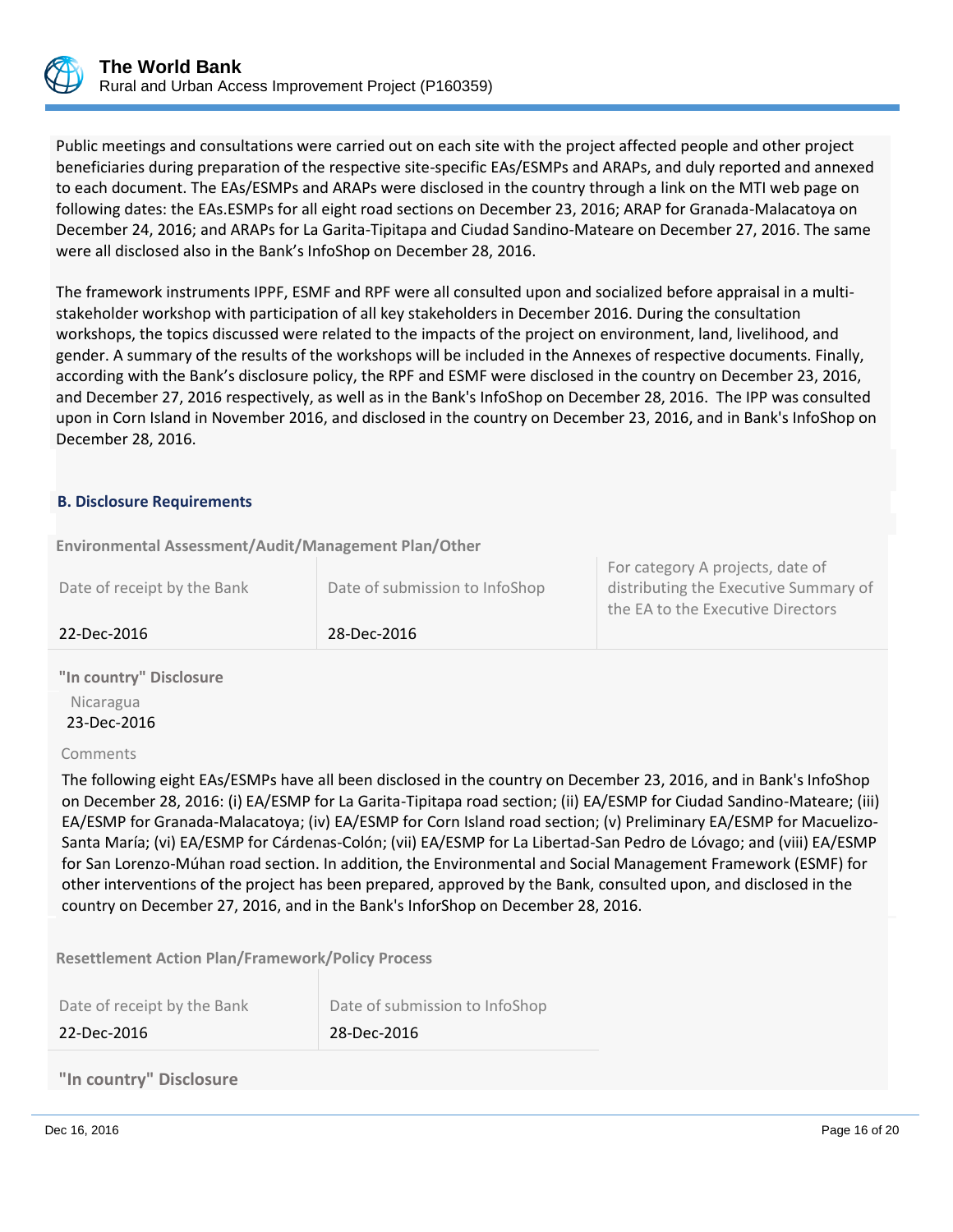Public meetings and consultations were carried out on each site with the project affected people and other project beneficiaries during preparation of the respective site-specific EAs/ESMPs and ARAPs, and duly reported and annexed to each document. The EAs/ESMPs and ARAPs were disclosed in the country through a link on the MTI web page on following dates: the EAs.ESMPs for all eight road sections on December 23, 2016; ARAP for Granada-Malacatoya on December 24, 2016; and ARAPs for La Garita-Tipitapa and Ciudad Sandino-Mateare on December 27, 2016. The same were all disclosed also in the Bank's InfoShop on December 28, 2016.

The framework instruments IPPF, ESMF and RPF were all consulted upon and socialized before appraisal in a multi-stakeholder workshop with participation of all key stakeholders in December 2016. During the consultation workshops, the topics discussed were related to the impacts of the project on environment, land, livelihood, and gender. A summary of the results of the workshops will be included in the Annexes of respective documents. Finally, according with the Bank's disclosure policy, the RPF and ESMF were disclosed in the country on December 23, 2016, and December 27, 2016 respectively, as well as in the Bank's InfoShop on December 28, 2016. The IPP was consulted upon in Corn Island in November 2016, and disclosed in the country on December 23, 2016, and in Bank's InfoShop on December 28, 2016.

### B. Disclosure Requirements

**Environmental Assessment/Audit/Management Plan/Other**

| Date of receipt by the Bank | Date of submission to InfoShop | For category A projects, date of distributing the Executive Summary of the EA to the Executive Directors |
|---|---|---|
| 22-Dec-2016 | 28-Dec-2016 | |

**"In country" Disclosure**

Nicaragua
23-Dec-2016

Comments

The following eight EAs/ESMPs have all been disclosed in the country on December 23, 2016, and in Bank's InfoShop on December 28, 2016: (i) EA/ESMP for La Garita-Tipitapa road section; (ii) EA/ESMP for Ciudad Sandino-Mateare; (iii) EA/ESMP for Granada-Malacatoya; (iv) EA/ESMP for Corn Island road section; (v) Preliminary EA/ESMP for Macuelizo-Santa María; (vi) EA/ESMP for Cárdenas-Colón; (vii) EA/ESMP for La Libertad-San Pedro de Lóvago; and (viii) EA/ESMP for San Lorenzo-Múhan road section. In addition, the Environmental and Social Management Framework (ESMF) for other interventions of the project has been prepared, approved by the Bank, consulted upon, and disclosed in the country on December 27, 2016, and in the Bank's InforShop on December 28, 2016.

**Resettlement Action Plan/Framework/Policy Process**

| Date of receipt by the Bank | Date of submission to InfoShop |
|---|---|
| 22-Dec-2016 | 28-Dec-2016 |

**"In country" Disclosure**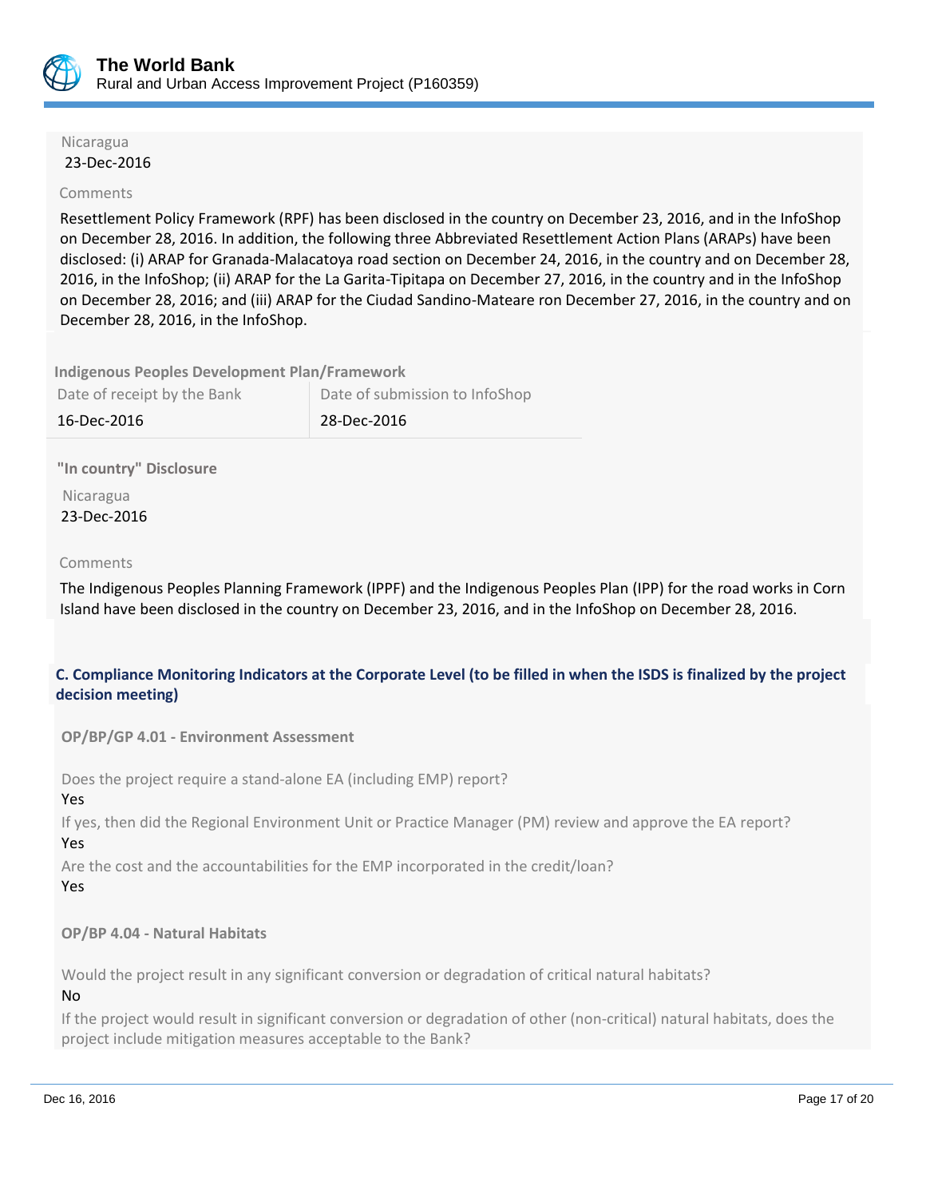Nicaragua
23-Dec-2016

Comments

Resettlement Policy Framework (RPF) has been disclosed in the country on December 23, 2016, and in the InfoShop on December 28, 2016. In addition, the following three Abbreviated Resettlement Action Plans (ARAPs) have been disclosed: (i) ARAP for Granada-Malacatoya road section on December 24, 2016, in the country and on December 28, 2016, in the InfoShop; (ii) ARAP for the La Garita-Tipitapa on December 27, 2016, in the country and in the InfoShop on December 28, 2016; and (iii) ARAP for the Ciudad Sandino-Mateare ron December 27, 2016, in the country and on December 28, 2016, in the InfoShop.

**Indigenous Peoples Development Plan/Framework**

| Date of receipt by the Bank | Date of submission to InfoShop |
|---|---|
| 16-Dec-2016 | 28-Dec-2016 |

**"In country" Disclosure**

Nicaragua
23-Dec-2016

Comments

The Indigenous Peoples Planning Framework (IPPF) and the Indigenous Peoples Plan (IPP) for the road works in Corn Island have been disclosed in the country on December 23, 2016, and in the InfoShop on December 28, 2016.

### C. Compliance Monitoring Indicators at the Corporate Level (to be filled in when the ISDS is finalized by the project decision meeting)

**OP/BP/GP 4.01 - Environment Assessment**

Does the project require a stand-alone EA (including EMP) report?
Yes

If yes, then did the Regional Environment Unit or Practice Manager (PM) review and approve the EA report?
Yes

Are the cost and the accountabilities for the EMP incorporated in the credit/loan?
Yes

**OP/BP 4.04 - Natural Habitats**

Would the project result in any significant conversion or degradation of critical natural habitats?
No

If the project would result in significant conversion or degradation of other (non-critical) natural habitats, does the project include mitigation measures acceptable to the Bank?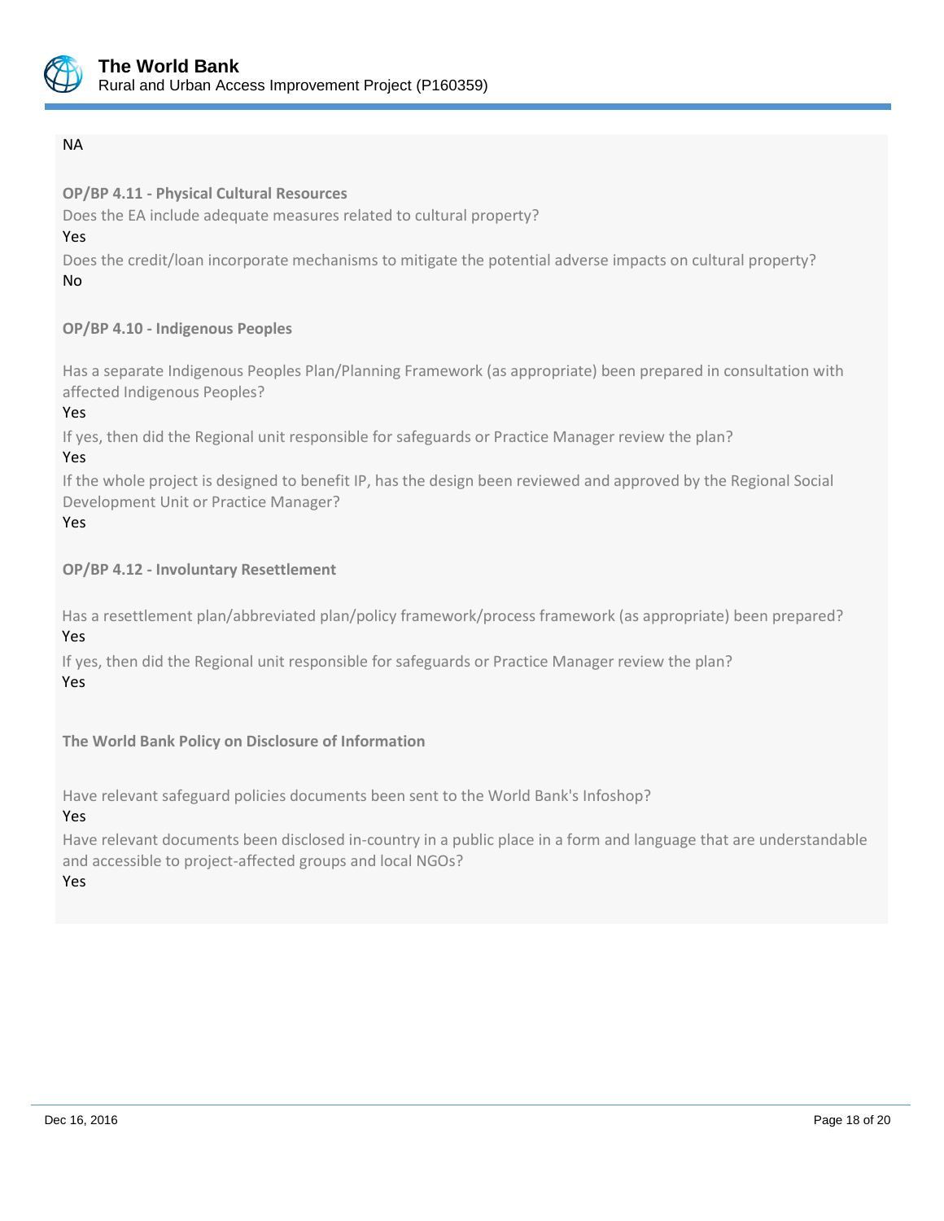NA

**OP/BP 4.11 - Physical Cultural Resources**

Does the EA include adequate measures related to cultural property?

Yes

Does the credit/loan incorporate mechanisms to mitigate the potential adverse impacts on cultural property?

No

**OP/BP 4.10 - Indigenous Peoples**

Has a separate Indigenous Peoples Plan/Planning Framework (as appropriate) been prepared in consultation with affected Indigenous Peoples?

Yes

If yes, then did the Regional unit responsible for safeguards or Practice Manager review the plan?

Yes

If the whole project is designed to benefit IP, has the design been reviewed and approved by the Regional Social Development Unit or Practice Manager?

Yes

**OP/BP 4.12 - Involuntary Resettlement**

Has a resettlement plan/abbreviated plan/policy framework/process framework (as appropriate) been prepared?

Yes

If yes, then did the Regional unit responsible for safeguards or Practice Manager review the plan?

Yes

**The World Bank Policy on Disclosure of Information**

Have relevant safeguard policies documents been sent to the World Bank's Infoshop?

Yes

Have relevant documents been disclosed in-country in a public place in a form and language that are understandable and accessible to project-affected groups and local NGOs?

Yes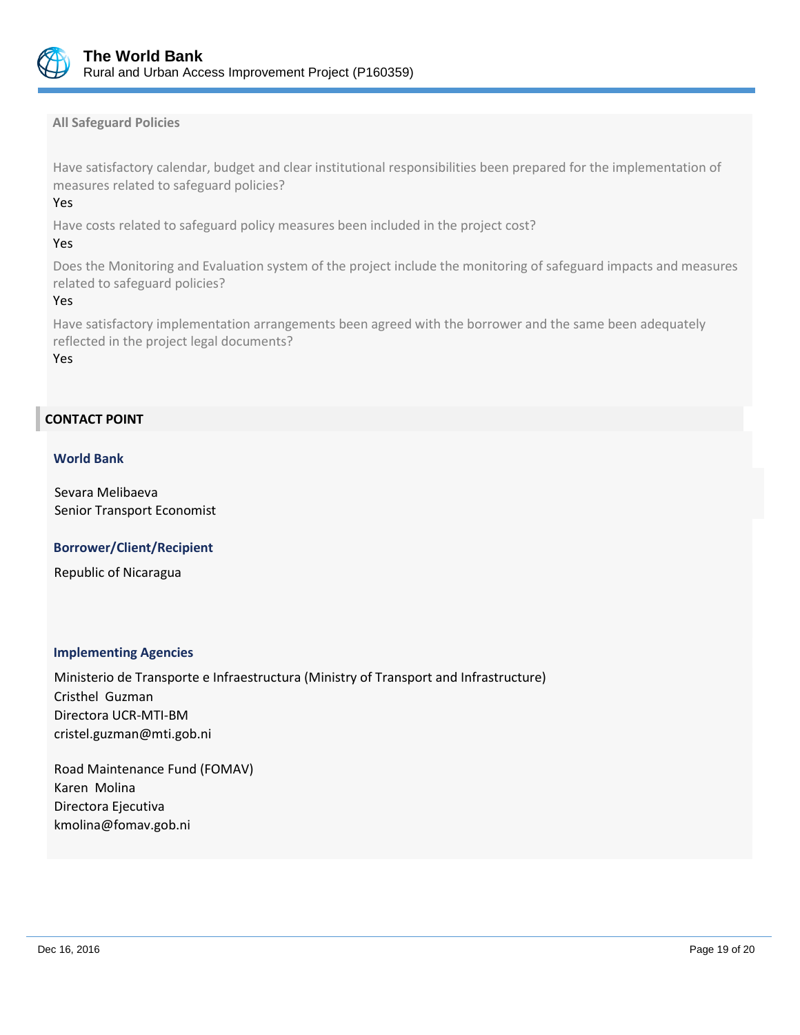**All Safeguard Policies**

Have satisfactory calendar, budget and clear institutional responsibilities been prepared for the implementation of measures related to safeguard policies?

Yes

Have costs related to safeguard policy measures been included in the project cost?

Yes

Does the Monitoring and Evaluation system of the project include the monitoring of safeguard impacts and measures related to safeguard policies?

Yes

Have satisfactory implementation arrangements been agreed with the borrower and the same been adequately reflected in the project legal documents?

Yes

## CONTACT POINT

### World Bank

Sevara Melibaeva
Senior Transport Economist

### Borrower/Client/Recipient

Republic of Nicaragua

### Implementing Agencies

Ministerio de Transporte e Infraestructura (Ministry of Transport and Infrastructure)
Cristhel Guzman
Directora UCR-MTI-BM
cristel.guzman@mti.gob.ni

Road Maintenance Fund (FOMAV)
Karen Molina
Directora Ejecutiva
kmolina@fomav.gob.ni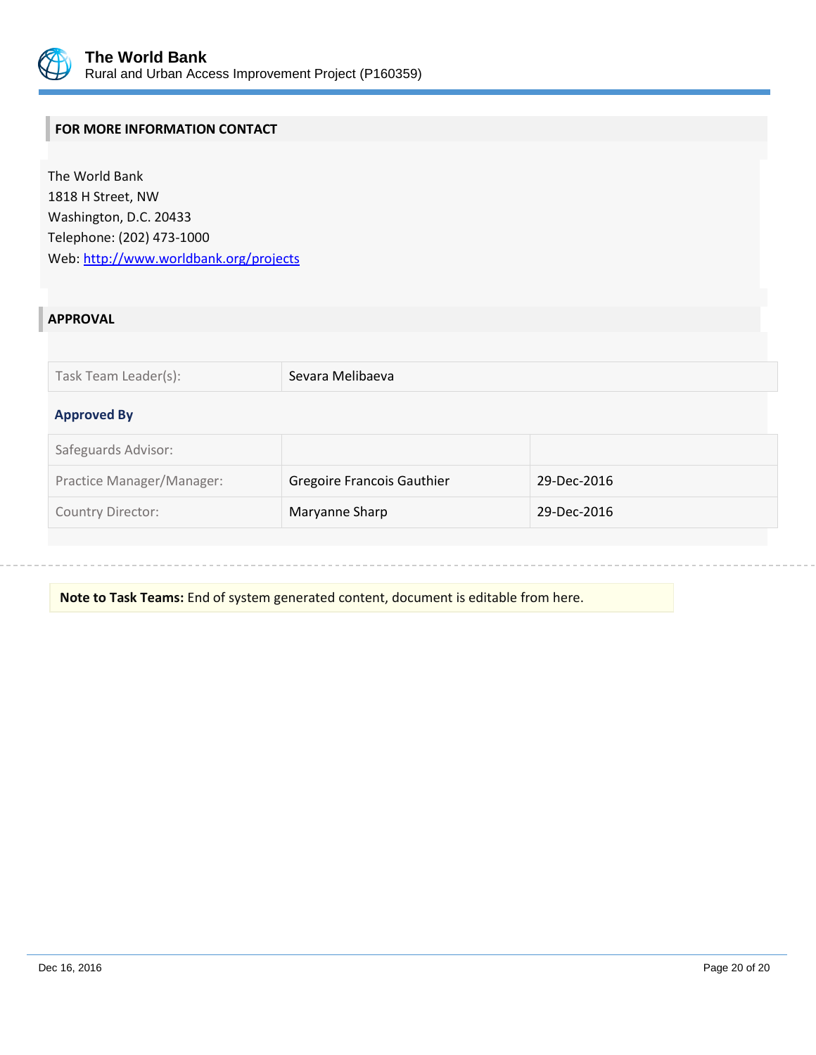## FOR MORE INFORMATION CONTACT

The World Bank
1818 H Street, NW
Washington, D.C. 20433
Telephone: (202) 473-1000
Web: http://www.worldbank.org/projects

## APPROVAL

| | |
|---|---|
| Task Team Leader(s): | Sevara Melibaeva |

**Approved By**

| | | |
|---|---|---|
| Safeguards Advisor: | | |
| Practice Manager/Manager: | Gregoire Francois Gauthier | 29-Dec-2016 |
| Country Director: | Maryanne Sharp | 29-Dec-2016 |

**Note to Task Teams:** End of system generated content, document is editable from here.